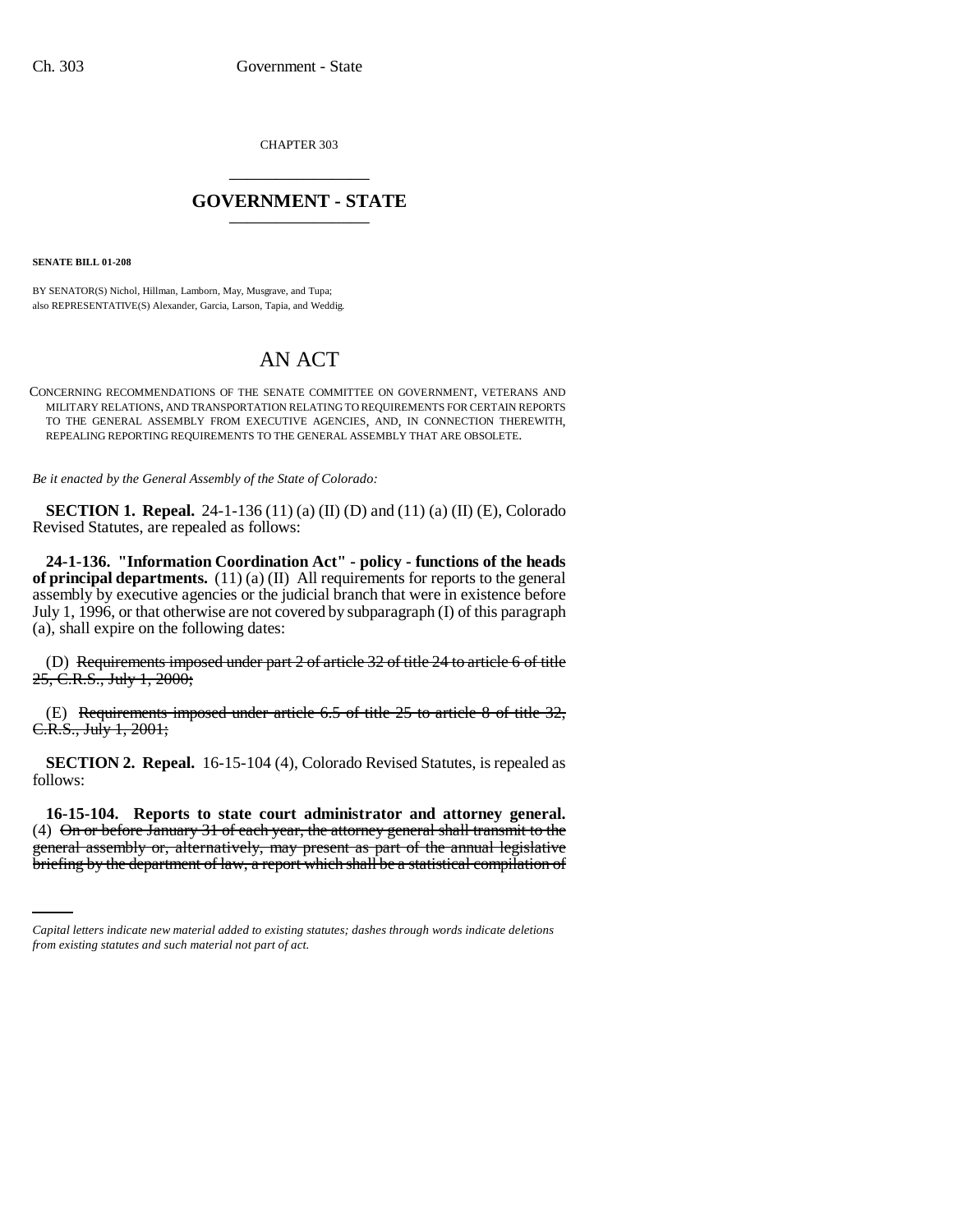CHAPTER 303

## GOVERNMENT - STATE

**SENATE BILL 01-208**

BY SENATOR(S) Nichol, Hillman, Lamborn, May, Musgrave, and Tupa;
also REPRESENTATIVE(S) Alexander, Garcia, Larson, Tapia, and Weddig.

# AN ACT

CONCERNING RECOMMENDATIONS OF THE SENATE COMMITTEE ON GOVERNMENT, VETERANS AND MILITARY RELATIONS, AND TRANSPORTATION RELATING TO REQUIREMENTS FOR CERTAIN REPORTS TO THE GENERAL ASSEMBLY FROM EXECUTIVE AGENCIES, AND, IN CONNECTION THEREWITH, REPEALING REPORTING REQUIREMENTS TO THE GENERAL ASSEMBLY THAT ARE OBSOLETE.

*Be it enacted by the General Assembly of the State of Colorado:*

**SECTION 1. Repeal.** 24-1-136 (11) (a) (II) (D) and (11) (a) (II) (E), Colorado Revised Statutes, are repealed as follows:

**24-1-136. "Information Coordination Act" - policy - functions of the heads of principal departments.** (11) (a) (II) All requirements for reports to the general assembly by executive agencies or the judicial branch that were in existence before July 1, 1996, or that otherwise are not covered by subparagraph (I) of this paragraph (a), shall expire on the following dates:

(D) ~~Requirements imposed under part 2 of article 32 of title 24 to article 6 of title 25, C.R.S., July 1, 2000;~~

(E) ~~Requirements imposed under article 6.5 of title 25 to article 8 of title 32, C.R.S., July 1, 2001;~~

**SECTION 2. Repeal.** 16-15-104 (4), Colorado Revised Statutes, is repealed as follows:

**16-15-104. Reports to state court administrator and attorney general.** (4) ~~On or before January 31 of each year, the attorney general shall transmit to the general assembly or, alternatively, may present as part of the annual legislative briefing by the department of law, a report which shall be a statistical compilation of~~

*Capital letters indicate new material added to existing statutes; dashes through words indicate deletions from existing statutes and such material not part of act.*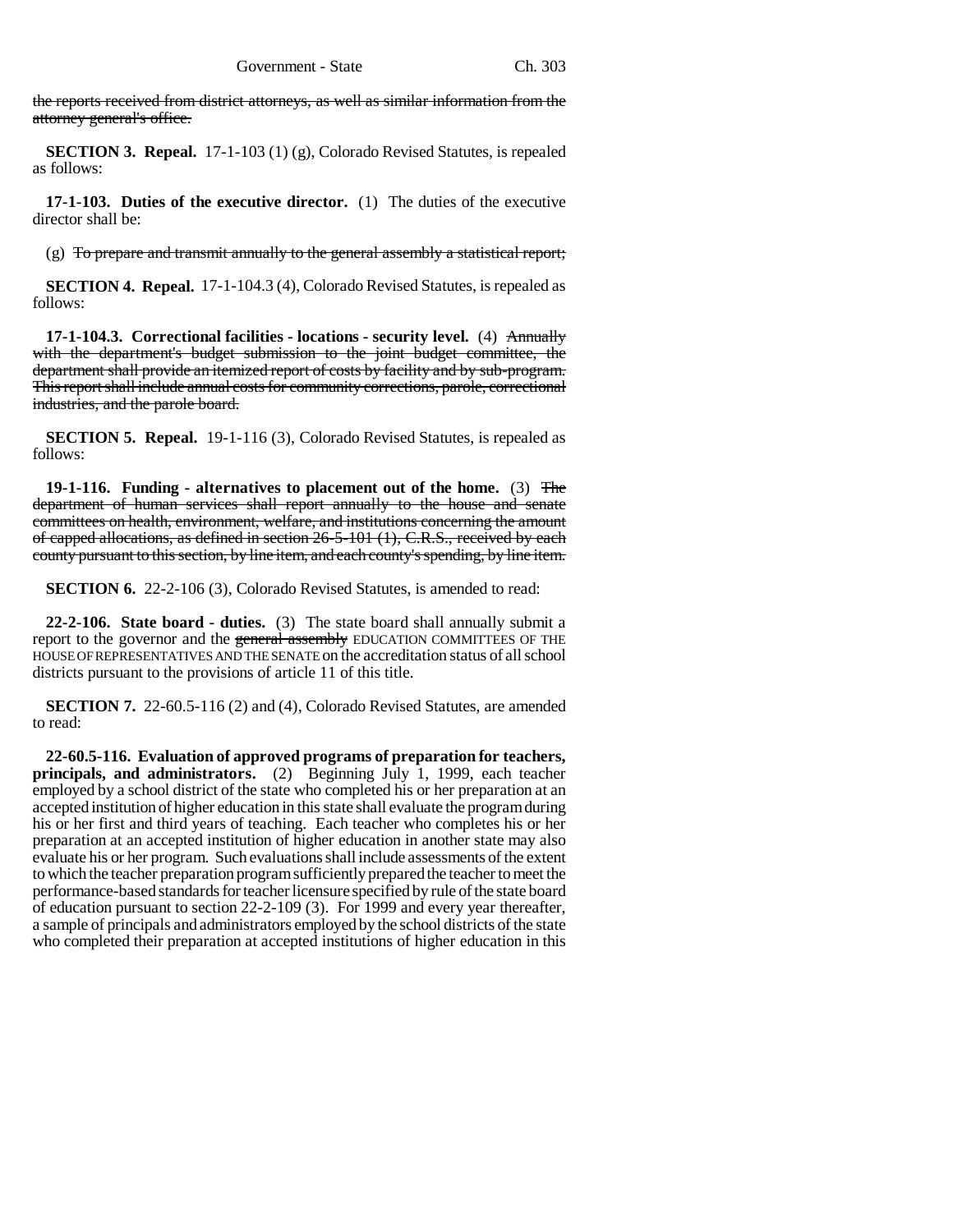~~the reports received from district attorneys, as well as similar information from the attorney general's office.~~

**SECTION 3. Repeal.** 17-1-103 (1) (g), Colorado Revised Statutes, is repealed as follows:

**17-1-103. Duties of the executive director.** (1) The duties of the executive director shall be:

(g) ~~To prepare and transmit annually to the general assembly a statistical report;~~

**SECTION 4. Repeal.** 17-1-104.3 (4), Colorado Revised Statutes, is repealed as follows:

**17-1-104.3. Correctional facilities - locations - security level.** (4) ~~Annually with the department's budget submission to the joint budget committee, the department shall provide an itemized report of costs by facility and by sub-program. This report shall include annual costs for community corrections, parole, correctional industries, and the parole board.~~

**SECTION 5. Repeal.** 19-1-116 (3), Colorado Revised Statutes, is repealed as follows:

**19-1-116. Funding - alternatives to placement out of the home.** (3) ~~The department of human services shall report annually to the house and senate committees on health, environment, welfare, and institutions concerning the amount of capped allocations, as defined in section 26-5-101 (1), C.R.S., received by each county pursuant to this section, by line item, and each county's spending, by line item.~~

**SECTION 6.** 22-2-106 (3), Colorado Revised Statutes, is amended to read:

**22-2-106. State board - duties.** (3) The state board shall annually submit a report to the governor and the ~~general assembly~~ EDUCATION COMMITTEES OF THE HOUSE OF REPRESENTATIVES AND THE SENATE on the accreditation status of all school districts pursuant to the provisions of article 11 of this title.

**SECTION 7.** 22-60.5-116 (2) and (4), Colorado Revised Statutes, are amended to read:

**22-60.5-116. Evaluation of approved programs of preparation for teachers, principals, and administrators.** (2) Beginning July 1, 1999, each teacher employed by a school district of the state who completed his or her preparation at an accepted institution of higher education in this state shall evaluate the program during his or her first and third years of teaching. Each teacher who completes his or her preparation at an accepted institution of higher education in another state may also evaluate his or her program. Such evaluations shall include assessments of the extent to which the teacher preparation program sufficiently prepared the teacher to meet the performance-based standards for teacher licensure specified by rule of the state board of education pursuant to section 22-2-109 (3). For 1999 and every year thereafter, a sample of principals and administrators employed by the school districts of the state who completed their preparation at accepted institutions of higher education in this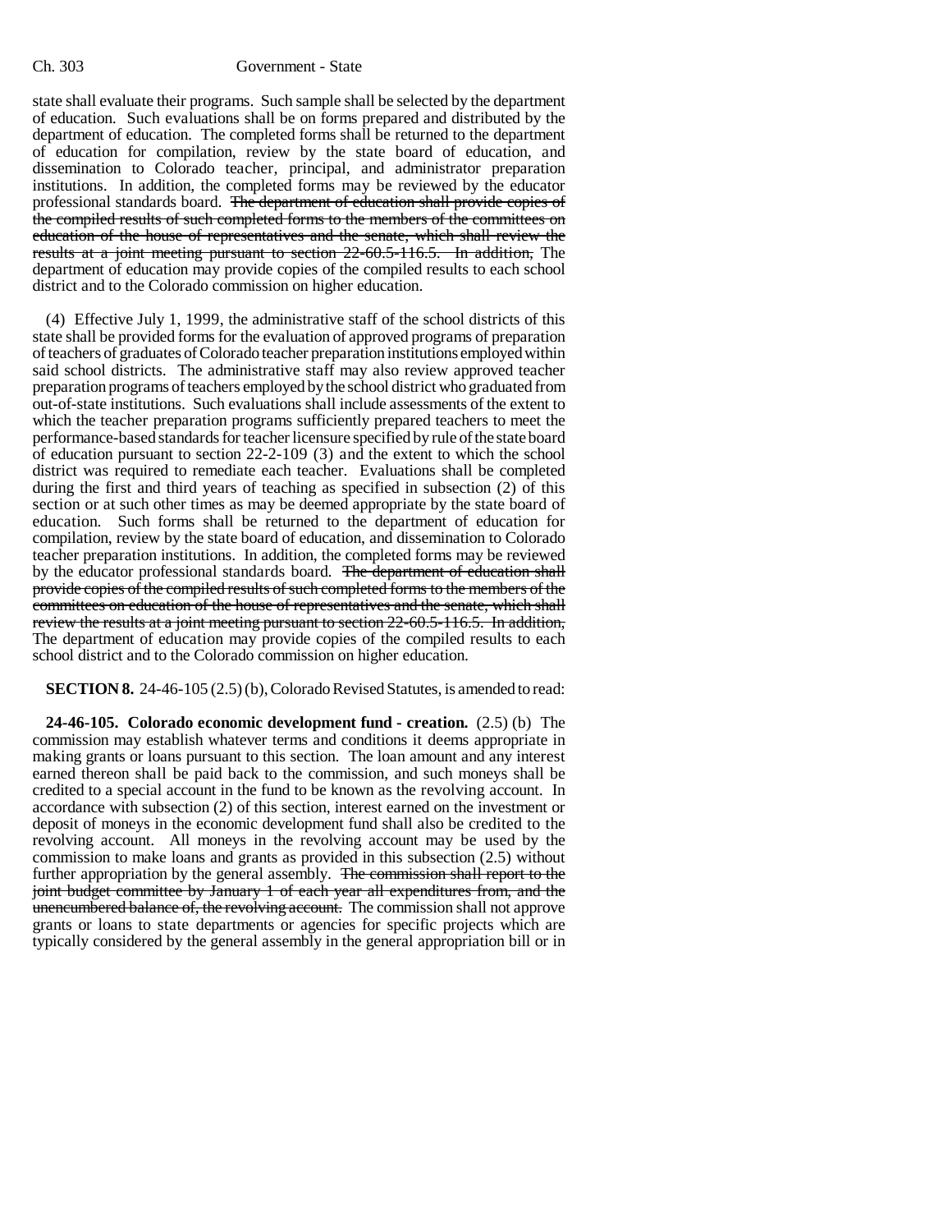state shall evaluate their programs. Such sample shall be selected by the department of education. Such evaluations shall be on forms prepared and distributed by the department of education. The completed forms shall be returned to the department of education for compilation, review by the state board of education, and dissemination to Colorado teacher, principal, and administrator preparation institutions. In addition, the completed forms may be reviewed by the educator professional standards board. ~~The department of education shall provide copies of the compiled results of such completed forms to the members of the committees on education of the house of representatives and the senate, which shall review the results at a joint meeting pursuant to section 22-60.5-116.5. In addition,~~ The department of education may provide copies of the compiled results to each school district and to the Colorado commission on higher education.

(4) Effective July 1, 1999, the administrative staff of the school districts of this state shall be provided forms for the evaluation of approved programs of preparation of teachers of graduates of Colorado teacher preparation institutions employed within said school districts. The administrative staff may also review approved teacher preparation programs of teachers employed by the school district who graduated from out-of-state institutions. Such evaluations shall include assessments of the extent to which the teacher preparation programs sufficiently prepared teachers to meet the performance-based standards for teacher licensure specified by rule of the state board of education pursuant to section 22-2-109 (3) and the extent to which the school district was required to remediate each teacher. Evaluations shall be completed during the first and third years of teaching as specified in subsection (2) of this section or at such other times as may be deemed appropriate by the state board of education. Such forms shall be returned to the department of education for compilation, review by the state board of education, and dissemination to Colorado teacher preparation institutions. In addition, the completed forms may be reviewed by the educator professional standards board. ~~The department of education shall provide copies of the compiled results of such completed forms to the members of the committees on education of the house of representatives and the senate, which shall review the results at a joint meeting pursuant to section 22-60.5-116.5. In addition,~~ The department of education may provide copies of the compiled results to each school district and to the Colorado commission on higher education.

**SECTION 8.** 24-46-105 (2.5) (b), Colorado Revised Statutes, is amended to read:

**24-46-105. Colorado economic development fund - creation.** (2.5) (b) The commission may establish whatever terms and conditions it deems appropriate in making grants or loans pursuant to this section. The loan amount and any interest earned thereon shall be paid back to the commission, and such moneys shall be credited to a special account in the fund to be known as the revolving account. In accordance with subsection (2) of this section, interest earned on the investment or deposit of moneys in the economic development fund shall also be credited to the revolving account. All moneys in the revolving account may be used by the commission to make loans and grants as provided in this subsection (2.5) without further appropriation by the general assembly. ~~The commission shall report to the joint budget committee by January 1 of each year all expenditures from, and the unencumbered balance of, the revolving account.~~ The commission shall not approve grants or loans to state departments or agencies for specific projects which are typically considered by the general assembly in the general appropriation bill or in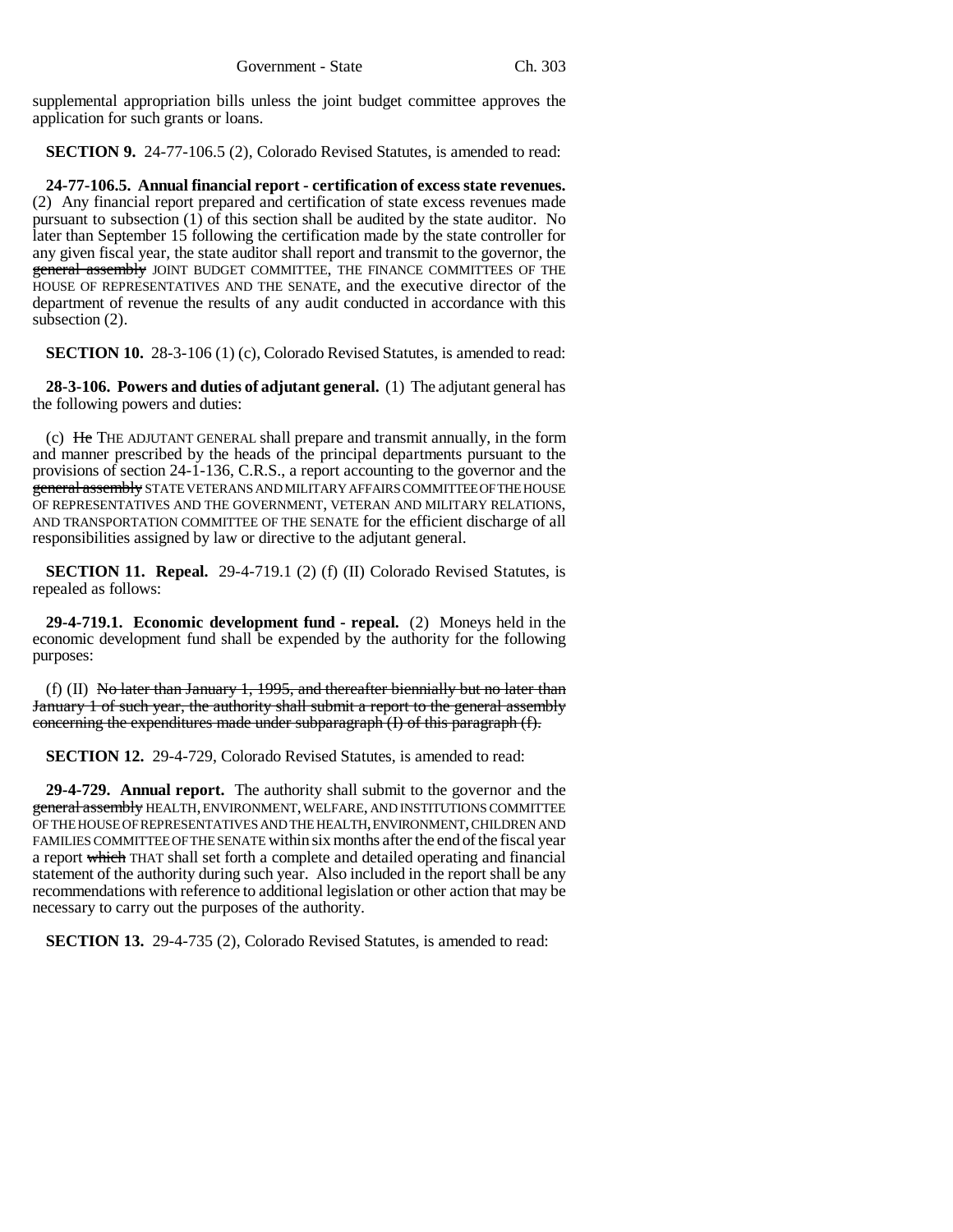supplemental appropriation bills unless the joint budget committee approves the application for such grants or loans.

**SECTION 9.** 24-77-106.5 (2), Colorado Revised Statutes, is amended to read:

**24-77-106.5. Annual financial report - certification of excess state revenues.** (2) Any financial report prepared and certification of state excess revenues made pursuant to subsection (1) of this section shall be audited by the state auditor. No later than September 15 following the certification made by the state controller for any given fiscal year, the state auditor shall report and transmit to the governor, the ~~general assembly~~ JOINT BUDGET COMMITTEE, THE FINANCE COMMITTEES OF THE HOUSE OF REPRESENTATIVES AND THE SENATE, and the executive director of the department of revenue the results of any audit conducted in accordance with this subsection (2).

**SECTION 10.** 28-3-106 (1) (c), Colorado Revised Statutes, is amended to read:

**28-3-106. Powers and duties of adjutant general.** (1) The adjutant general has the following powers and duties:

(c) ~~He~~ THE ADJUTANT GENERAL shall prepare and transmit annually, in the form and manner prescribed by the heads of the principal departments pursuant to the provisions of section 24-1-136, C.R.S., a report accounting to the governor and the ~~general assembly~~ STATE VETERANS AND MILITARY AFFAIRS COMMITTEE OF THE HOUSE OF REPRESENTATIVES AND THE GOVERNMENT, VETERAN AND MILITARY RELATIONS, AND TRANSPORTATION COMMITTEE OF THE SENATE for the efficient discharge of all responsibilities assigned by law or directive to the adjutant general.

**SECTION 11. Repeal.** 29-4-719.1 (2) (f) (II) Colorado Revised Statutes, is repealed as follows:

**29-4-719.1. Economic development fund - repeal.** (2) Moneys held in the economic development fund shall be expended by the authority for the following purposes:

(f) (II) ~~No later than January 1, 1995, and thereafter biennially but no later than January 1 of such year, the authority shall submit a report to the general assembly concerning the expenditures made under subparagraph (I) of this paragraph (f).~~

**SECTION 12.** 29-4-729, Colorado Revised Statutes, is amended to read:

**29-4-729. Annual report.** The authority shall submit to the governor and the ~~general assembly~~ HEALTH, ENVIRONMENT, WELFARE, AND INSTITUTIONS COMMITTEE OF THE HOUSE OF REPRESENTATIVES AND THE HEALTH, ENVIRONMENT, CHILDREN AND FAMILIES COMMITTEE OF THE SENATE within six months after the end of the fiscal year a report ~~which~~ THAT shall set forth a complete and detailed operating and financial statement of the authority during such year. Also included in the report shall be any recommendations with reference to additional legislation or other action that may be necessary to carry out the purposes of the authority.

**SECTION 13.** 29-4-735 (2), Colorado Revised Statutes, is amended to read: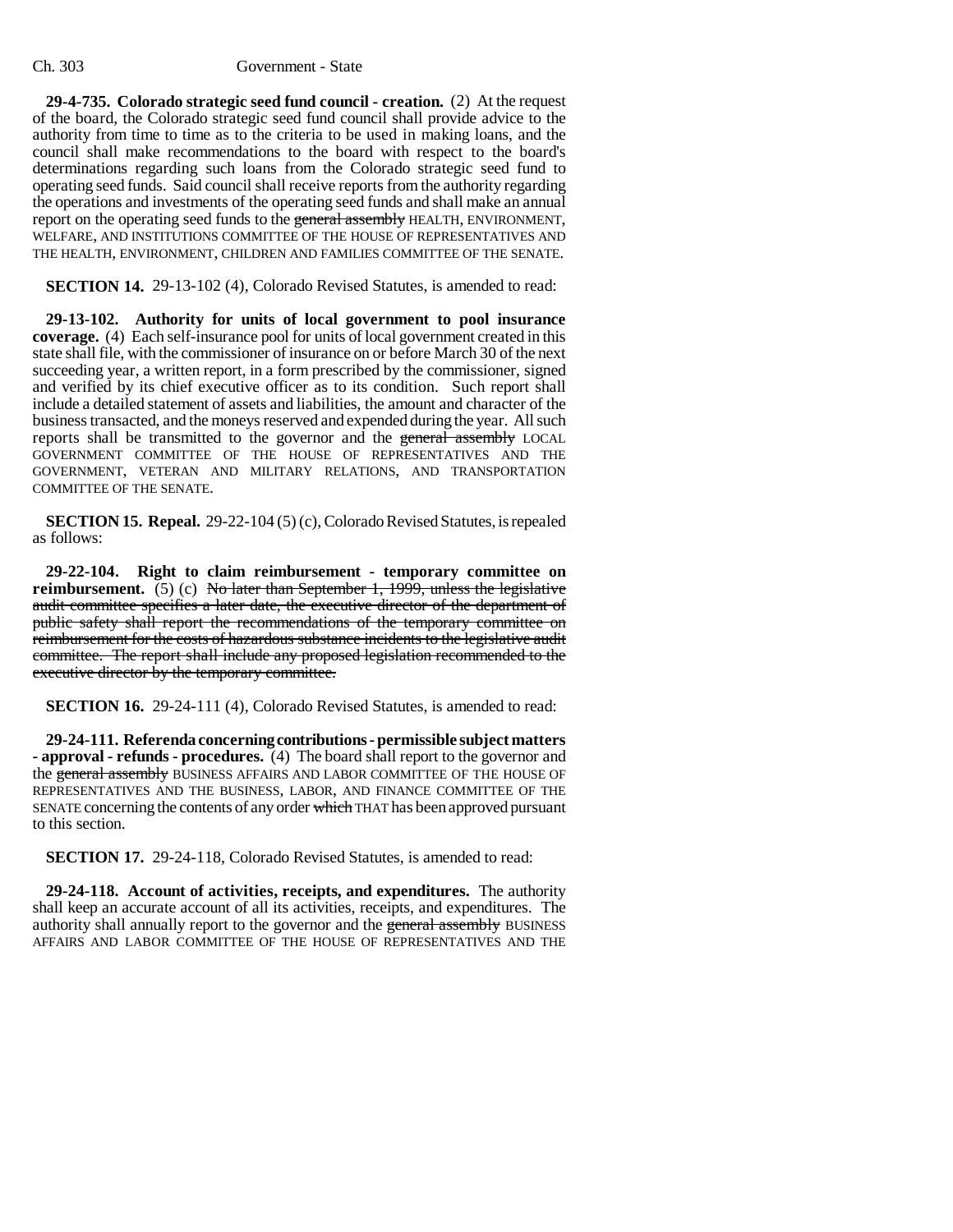**29-4-735. Colorado strategic seed fund council - creation.** (2) At the request of the board, the Colorado strategic seed fund council shall provide advice to the authority from time to time as to the criteria to be used in making loans, and the council shall make recommendations to the board with respect to the board's determinations regarding such loans from the Colorado strategic seed fund to operating seed funds. Said council shall receive reports from the authority regarding the operations and investments of the operating seed funds and shall make an annual report on the operating seed funds to the ~~general assembly~~ HEALTH, ENVIRONMENT, WELFARE, AND INSTITUTIONS COMMITTEE OF THE HOUSE OF REPRESENTATIVES AND THE HEALTH, ENVIRONMENT, CHILDREN AND FAMILIES COMMITTEE OF THE SENATE.

**SECTION 14.** 29-13-102 (4), Colorado Revised Statutes, is amended to read:

**29-13-102. Authority for units of local government to pool insurance coverage.** (4) Each self-insurance pool for units of local government created in this state shall file, with the commissioner of insurance on or before March 30 of the next succeeding year, a written report, in a form prescribed by the commissioner, signed and verified by its chief executive officer as to its condition. Such report shall include a detailed statement of assets and liabilities, the amount and character of the business transacted, and the moneys reserved and expended during the year. All such reports shall be transmitted to the governor and the ~~general assembly~~ LOCAL GOVERNMENT COMMITTEE OF THE HOUSE OF REPRESENTATIVES AND THE GOVERNMENT, VETERAN AND MILITARY RELATIONS, AND TRANSPORTATION COMMITTEE OF THE SENATE.

**SECTION 15. Repeal.** 29-22-104 (5) (c), Colorado Revised Statutes, is repealed as follows:

**29-22-104. Right to claim reimbursement - temporary committee on reimbursement.** (5) (c) ~~No later than September 1, 1999, unless the legislative audit committee specifies a later date, the executive director of the department of public safety shall report the recommendations of the temporary committee on reimbursement for the costs of hazardous substance incidents to the legislative audit committee. The report shall include any proposed legislation recommended to the executive director by the temporary committee.~~

**SECTION 16.** 29-24-111 (4), Colorado Revised Statutes, is amended to read:

**29-24-111. Referenda concerning contributions - permissible subject matters - approval - refunds - procedures.** (4) The board shall report to the governor and the ~~general assembly~~ BUSINESS AFFAIRS AND LABOR COMMITTEE OF THE HOUSE OF REPRESENTATIVES AND THE BUSINESS, LABOR, AND FINANCE COMMITTEE OF THE SENATE concerning the contents of any order ~~which~~ THAT has been approved pursuant to this section.

**SECTION 17.** 29-24-118, Colorado Revised Statutes, is amended to read:

**29-24-118. Account of activities, receipts, and expenditures.** The authority shall keep an accurate account of all its activities, receipts, and expenditures. The authority shall annually report to the governor and the ~~general assembly~~ BUSINESS AFFAIRS AND LABOR COMMITTEE OF THE HOUSE OF REPRESENTATIVES AND THE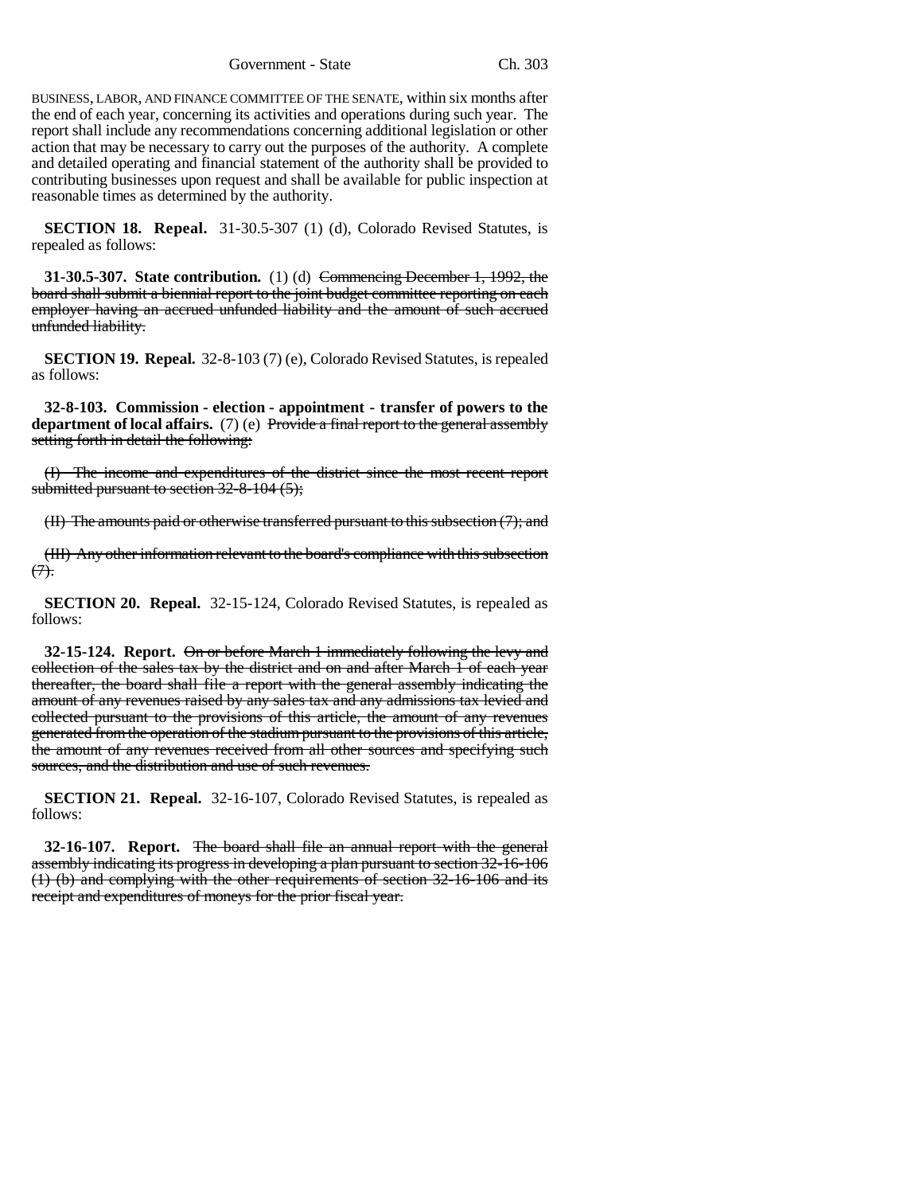BUSINESS, LABOR, AND FINANCE COMMITTEE OF THE SENATE, within six months after the end of each year, concerning its activities and operations during such year. The report shall include any recommendations concerning additional legislation or other action that may be necessary to carry out the purposes of the authority. A complete and detailed operating and financial statement of the authority shall be provided to contributing businesses upon request and shall be available for public inspection at reasonable times as determined by the authority.

**SECTION 18. Repeal.** 31-30.5-307 (1) (d), Colorado Revised Statutes, is repealed as follows:

**31-30.5-307. State contribution.** (1) (d) ~~Commencing December 1, 1992, the board shall submit a biennial report to the joint budget committee reporting on each employer having an accrued unfunded liability and the amount of such accrued unfunded liability.~~

**SECTION 19. Repeal.** 32-8-103 (7) (e), Colorado Revised Statutes, is repealed as follows:

**32-8-103. Commission - election - appointment - transfer of powers to the department of local affairs.** (7) (e) ~~Provide a final report to the general assembly setting forth in detail the following:~~

~~(I) The income and expenditures of the district since the most recent report submitted pursuant to section 32-8-104 (5);~~

~~(II) The amounts paid or otherwise transferred pursuant to this subsection (7); and~~

~~(III) Any other information relevant to the board's compliance with this subsection (7).~~

**SECTION 20. Repeal.** 32-15-124, Colorado Revised Statutes, is repealed as follows:

**32-15-124. Report.** ~~On or before March 1 immediately following the levy and collection of the sales tax by the district and on and after March 1 of each year thereafter, the board shall file a report with the general assembly indicating the amount of any revenues raised by any sales tax and any admissions tax levied and collected pursuant to the provisions of this article, the amount of any revenues generated from the operation of the stadium pursuant to the provisions of this article, the amount of any revenues received from all other sources and specifying such sources, and the distribution and use of such revenues.~~

**SECTION 21. Repeal.** 32-16-107, Colorado Revised Statutes, is repealed as follows:

**32-16-107. Report.** ~~The board shall file an annual report with the general assembly indicating its progress in developing a plan pursuant to section 32-16-106 (1) (b) and complying with the other requirements of section 32-16-106 and its receipt and expenditures of moneys for the prior fiscal year.~~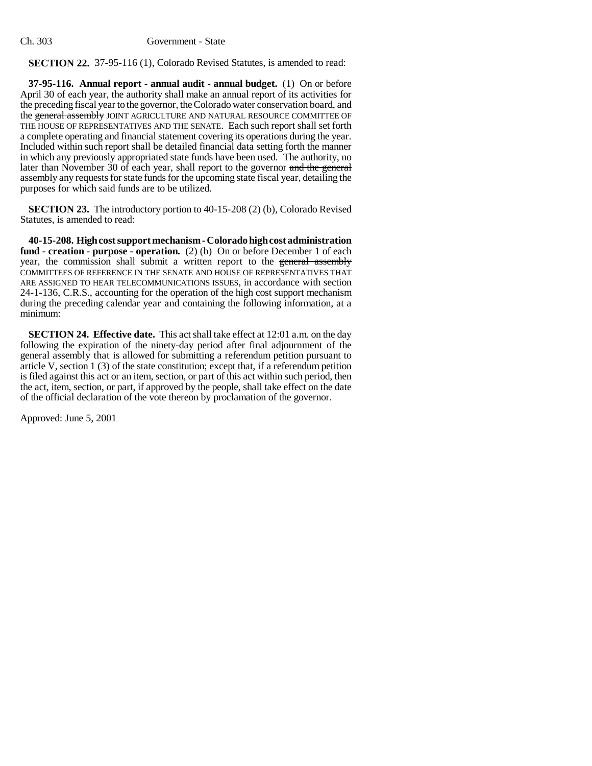**SECTION 22.** 37-95-116 (1), Colorado Revised Statutes, is amended to read:

**37-95-116. Annual report - annual audit - annual budget.** (1) On or before April 30 of each year, the authority shall make an annual report of its activities for the preceding fiscal year to the governor, the Colorado water conservation board, and the ~~general assembly~~ JOINT AGRICULTURE AND NATURAL RESOURCE COMMITTEE OF THE HOUSE OF REPRESENTATIVES AND THE SENATE. Each such report shall set forth a complete operating and financial statement covering its operations during the year. Included within such report shall be detailed financial data setting forth the manner in which any previously appropriated state funds have been used. The authority, no later than November 30 of each year, shall report to the governor ~~and the general assembly~~ any requests for state funds for the upcoming state fiscal year, detailing the purposes for which said funds are to be utilized.

**SECTION 23.** The introductory portion to 40-15-208 (2) (b), Colorado Revised Statutes, is amended to read:

**40-15-208. High cost support mechanism - Colorado high cost administration fund - creation - purpose - operation.** (2) (b) On or before December 1 of each year, the commission shall submit a written report to the ~~general assembly~~ COMMITTEES OF REFERENCE IN THE SENATE AND HOUSE OF REPRESENTATIVES THAT ARE ASSIGNED TO HEAR TELECOMMUNICATIONS ISSUES, in accordance with section 24-1-136, C.R.S., accounting for the operation of the high cost support mechanism during the preceding calendar year and containing the following information, at a minimum:

**SECTION 24. Effective date.** This act shall take effect at 12:01 a.m. on the day following the expiration of the ninety-day period after final adjournment of the general assembly that is allowed for submitting a referendum petition pursuant to article V, section 1 (3) of the state constitution; except that, if a referendum petition is filed against this act or an item, section, or part of this act within such period, then the act, item, section, or part, if approved by the people, shall take effect on the date of the official declaration of the vote thereon by proclamation of the governor.

Approved: June 5, 2001